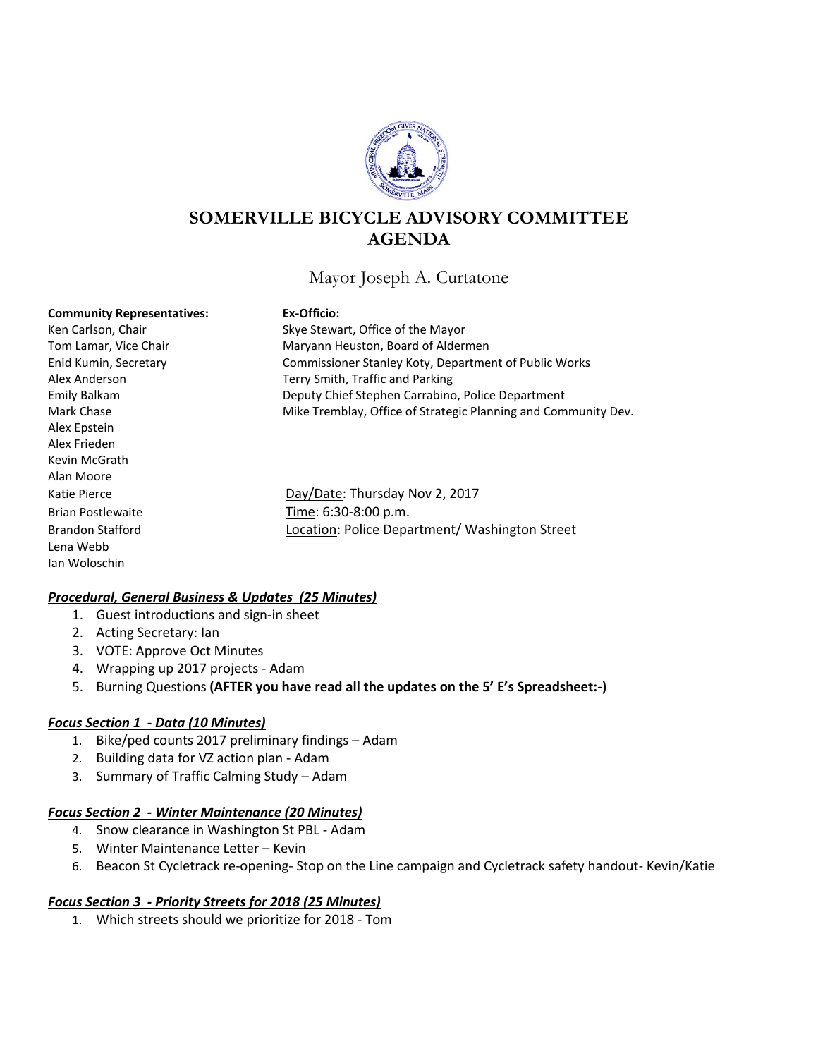# SOMERVILLE BICYCLE ADVISORY COMMITTEE AGENDA

Mayor Joseph A. Curtatone

**Community Representatives:**
Ken Carlson, Chair
Tom Lamar, Vice Chair
Enid Kumin, Secretary
Alex Anderson
Emily Balkam
Mark Chase
Alex Epstein
Alex Frieden
Kevin McGrath
Alan Moore
Katie Pierce
Brian Postlewaite
Brandon Stafford
Lena Webb
Ian Woloschin

**Ex-Officio:**
Skye Stewart, Office of the Mayor
Maryann Heuston, Board of Aldermen
Commissioner Stanley Koty, Department of Public Works
Terry Smith, Traffic and Parking
Deputy Chief Stephen Carrabino, Police Department
Mike Tremblay, Office of Strategic Planning and Community Dev.

Day/Date: Thursday Nov 2, 2017
Time: 6:30-8:00 p.m.
Location: Police Department/ Washington Street

***Procedural, General Business & Updates (25 Minutes)***

1. Guest introductions and sign-in sheet
2. Acting Secretary: Ian
3. VOTE: Approve Oct Minutes
4. Wrapping up 2017 projects - Adam
5. Burning Questions **(AFTER you have read all the updates on the 5' E's Spreadsheet:-)**

***Focus Section 1 - Data (10 Minutes)***

1. Bike/ped counts 2017 preliminary findings – Adam
2. Building data for VZ action plan - Adam
3. Summary of Traffic Calming Study – Adam

***Focus Section 2 - Winter Maintenance (20 Minutes)***

4. Snow clearance in Washington St PBL - Adam
5. Winter Maintenance Letter – Kevin
6. Beacon St Cycletrack re-opening- Stop on the Line campaign and Cycletrack safety handout- Kevin/Katie

***Focus Section 3 - Priority Streets for 2018 (25 Minutes)***

1. Which streets should we prioritize for 2018 - Tom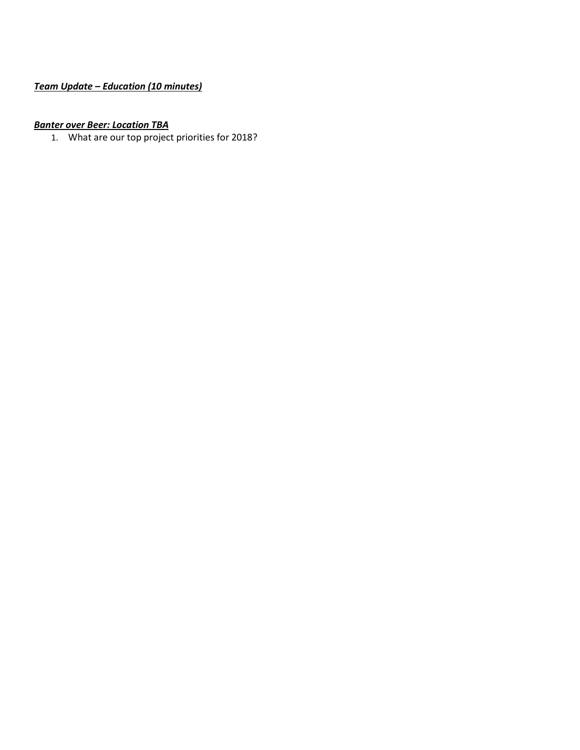***Team Update – Education (10 minutes)***

***Banter over Beer: Location TBA***

1. What are our top project priorities for 2018?